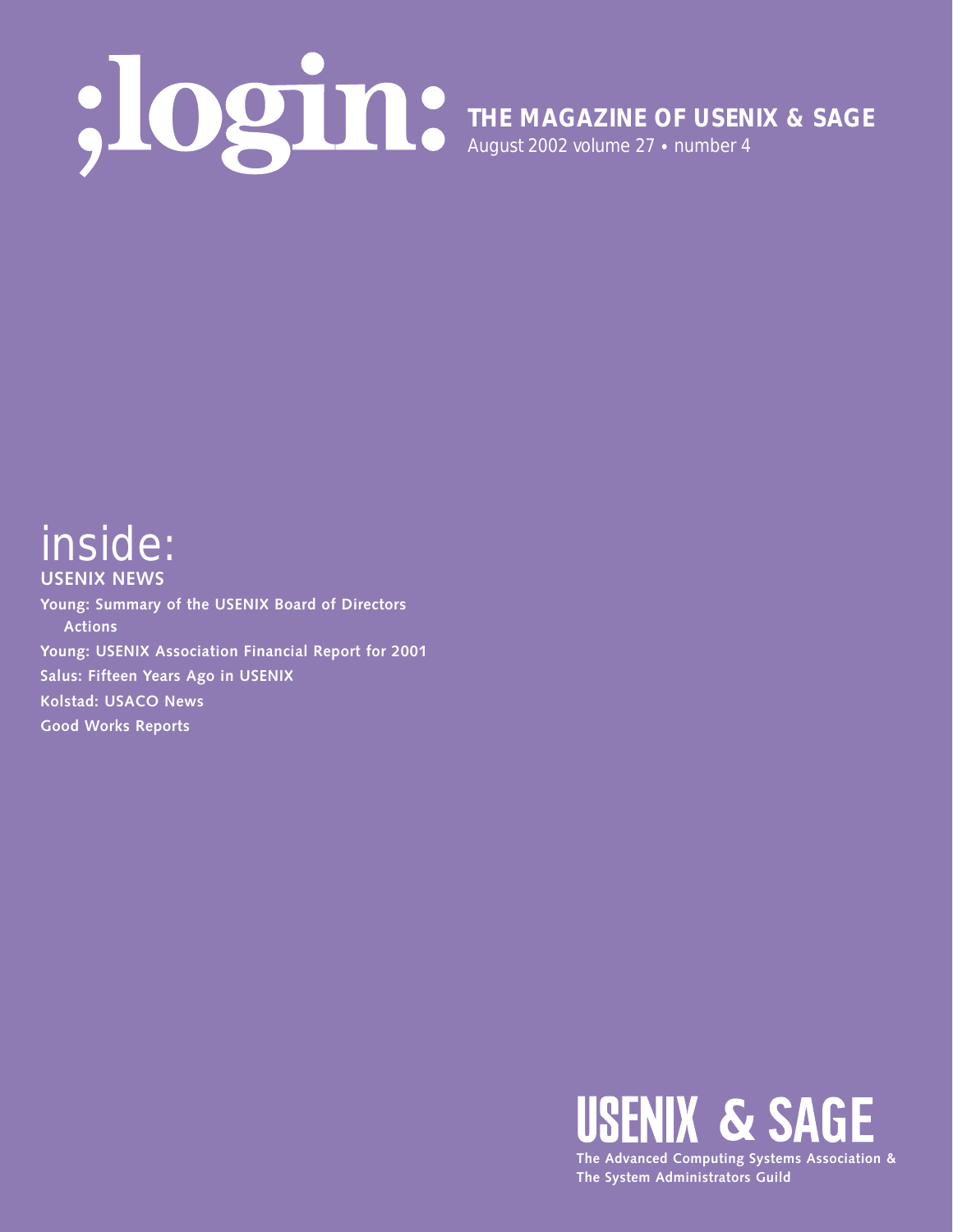# ;login:

**THE MAGAZINE OF USENIX & SAGE**

August 2002 volume 27 • number 4

## inside:

**USENIX NEWS**

**Young: Summary of the USENIX Board of Directors Actions**

**Young: USENIX Association Financial Report for 2001**

**Salus: Fifteen Years Ago in USENIX**

**Kolstad: USACO News**

**Good Works Reports**

**USENIX & SAGE**

**The Advanced Computing Systems Association & The System Administrators Guild**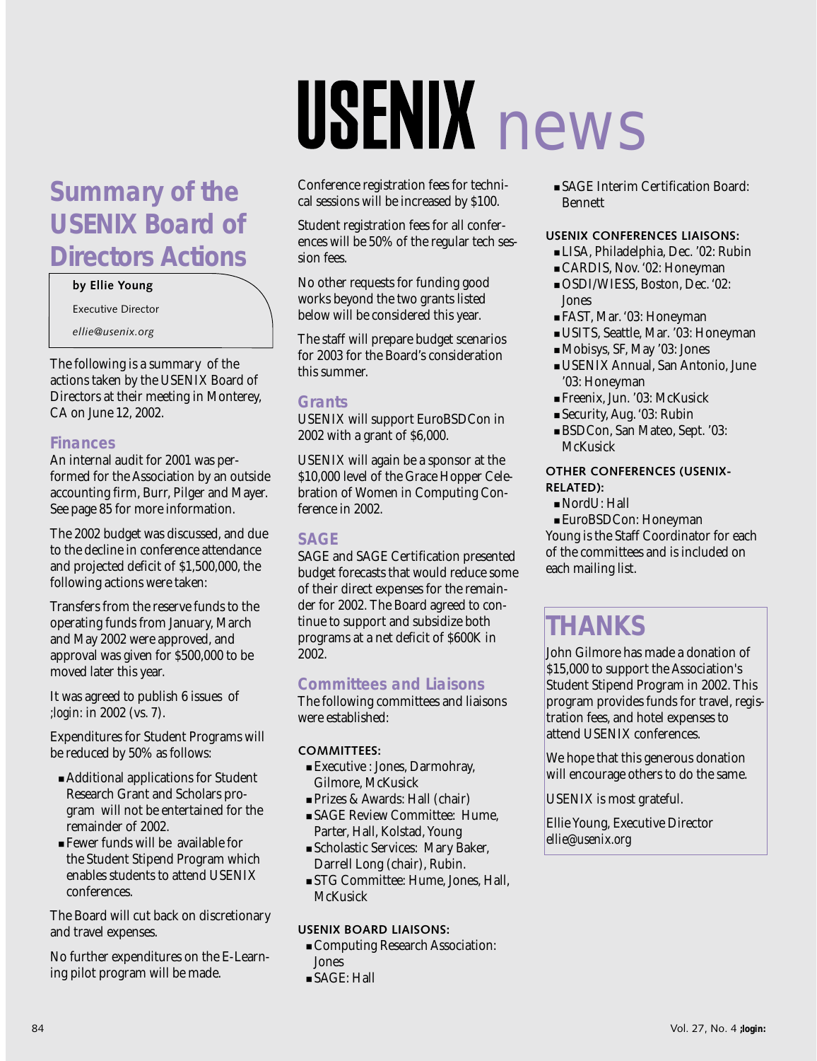# USENIX news

## Summary of the USENIX Board of Directors Actions

**by Ellie Young**

Executive Director

*ellie@usenix.org*

The following is a summary of the actions taken by the USENIX Board of Directors at their meeting in Monterey, CA on June 12, 2002.

### Finances

An internal audit for 2001 was performed for the Association by an outside accounting firm, Burr, Pilger and Mayer. See page 85 for more information.

The 2002 budget was discussed, and due to the decline in conference attendance and projected deficit of $1,500,000, the following actions were taken:

Transfers from the reserve funds to the operating funds from January, March and May 2002 were approved, and approval was given for $500,000 to be moved later this year.

It was agreed to publish 6 issues of *;login:* in 2002 (vs. 7).

Expenditures for Student Programs will be reduced by 50% as follows:

- Additional applications for Student Research Grant and Scholars program will not be entertained for the remainder of 2002.
- Fewer funds will be available for the Student Stipend Program which enables students to attend USENIX conferences.

The Board will cut back on discretionary and travel expenses.

No further expenditures on the E-Learning pilot program will be made.

Conference registration fees for technical sessions will be increased by $100.

Student registration fees for all conferences will be 50% of the regular tech session fees.

No other requests for funding good works beyond the two grants listed below will be considered this year.

The staff will prepare budget scenarios for 2003 for the Board's consideration this summer.

### Grants

USENIX will support EuroBSDCon in 2002 with a grant of $6,000.

USENIX will again be a sponsor at the $10,000 level of the Grace Hopper Celebration of Women in Computing Conference in 2002.

### SAGE

SAGE and SAGE Certification presented budget forecasts that would reduce some of their direct expenses for the remainder for 2002. The Board agreed to continue to support and subsidize both programs at a net deficit of $600K in 2002.

### Committees and Liaisons

The following committees and liaisons were established:

#### COMMITTEES:

- Executive : Jones, Darmohray, Gilmore, McKusick
- Prizes & Awards: Hall (chair)
- SAGE Review Committee: Hume, Parter, Hall, Kolstad, Young
- Scholastic Services: Mary Baker, Darrell Long (chair), Rubin.
- STG Committee: Hume, Jones, Hall, McKusick

#### USENIX BOARD LIAISONS:

- Computing Research Association: Jones
- SAGE: Hall
- SAGE Interim Certification Board: Bennett

#### USENIX CONFERENCES LIAISONS:

- LISA, Philadelphia, Dec. '02: Rubin
- CARDIS, Nov. '02: Honeyman
- OSDI/WIESS, Boston, Dec. '02: Jones
- FAST, Mar. '03: Honeyman
- USITS, Seattle, Mar. '03: Honeyman
- Mobisys, SF, May '03: Jones
- USENIX Annual, San Antonio, June '03: Honeyman
- Freenix, Jun. '03: McKusick
- Security, Aug. '03: Rubin
- BSDCon, San Mateo, Sept. '03: McKusick

#### OTHER CONFERENCES (USENIX-RELATED):

- NordU: Hall
- EuroBSDCon: Honeyman

Young is the Staff Coordinator for each of the committees and is included on each mailing list.

## THANKS

John Gilmore has made a donation of $15,000 to support the Association's Student Stipend Program in 2002. This program provides funds for travel, registration fees, and hotel expenses to attend USENIX conferences.

We hope that this generous donation will encourage others to do the same.

USENIX is most grateful.

Ellie Young, Executive Director
ellie@usenix.org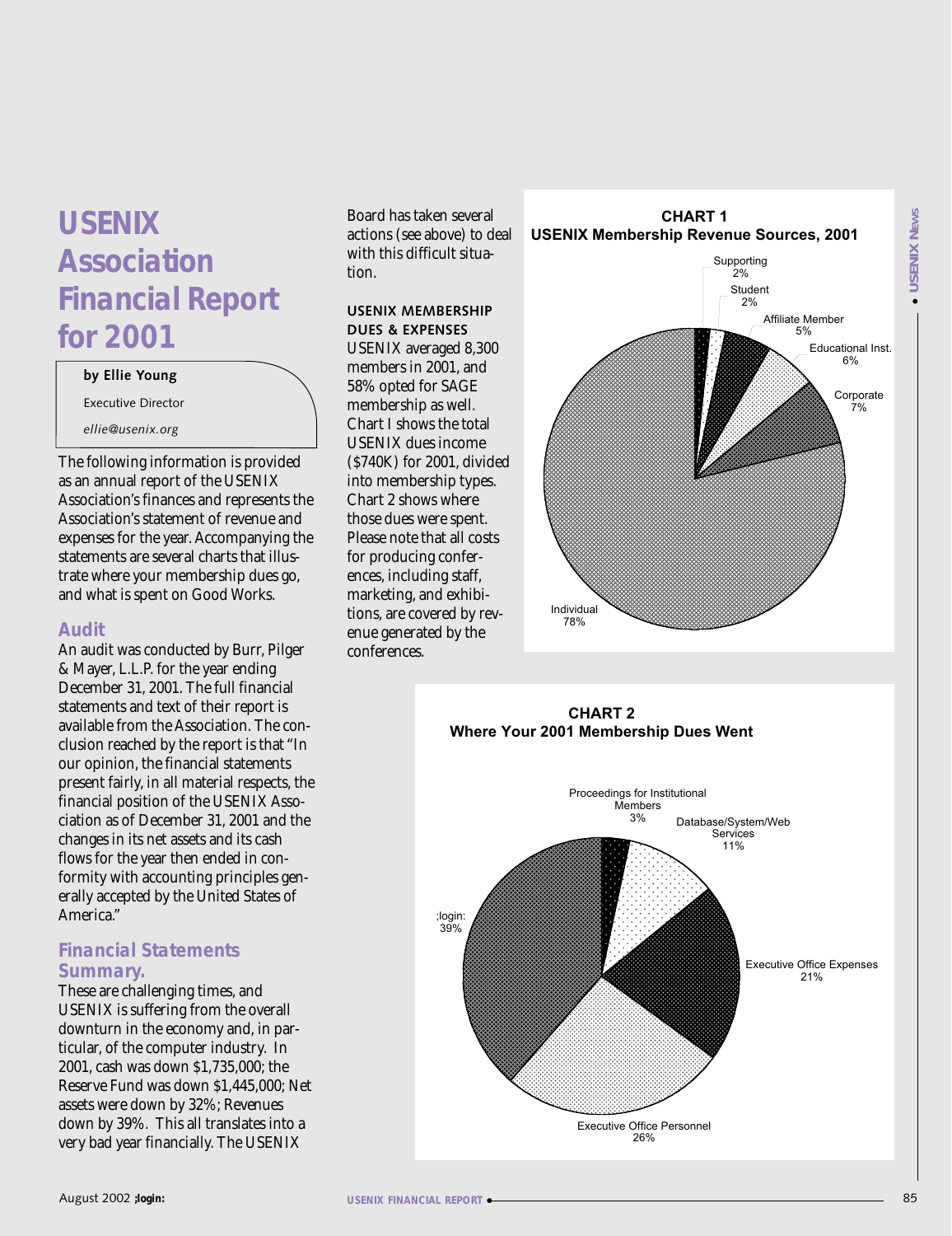# USENIX Association Financial Report for 2001

**by Ellie Young**

Executive Director

*ellie@usenix.org*

The following information is provided as an annual report of the USENIX Association's finances and represents the Association's statement of revenue and expenses for the year. Accompanying the statements are several charts that illustrate where your membership dues go, and what is spent on Good Works.

## Audit

An audit was conducted by Burr, Pilger & Mayer, L.L.P. for the year ending December 31, 2001. The full financial statements and text of their report is available from the Association. The conclusion reached by the report is that "In our opinion, the financial statements present fairly, in all material respects, the financial position of the USENIX Association as of December 31, 2001 and the changes in its net assets and its cash flows for the year then ended in conformity with accounting principles generally accepted by the United States of America."

## Financial Statements Summary.

These are challenging times, and USENIX is suffering from the overall downturn in the economy and, in particular, of the computer industry. In 2001, cash was down $1,735,000; the Reserve Fund was down $1,445,000; Net assets were down by 32%; Revenues down by 39%. This all translates into a very bad year financially. The USENIX Board has taken several actions (see above) to deal with this difficult situation.

### USENIX MEMBERSHIP DUES & EXPENSES

USENIX averaged 8,300 members in 2001, and 58% opted for SAGE membership as well. Chart I shows the total USENIX dues income ($740K) for 2001, divided into membership types. Chart 2 shows where those dues were spent. Please note that all costs for producing conferences, including staff, marketing, and exhibitions, are covered by revenue generated by the conferences.

**CHART 1**
**USENIX Membership Revenue Sources, 2001**

| Source | Percentage |
|---|---|
| Individual | 78% |
| Corporate | 7% |
| Educational Inst. | 6% |
| Affiliate Member | 5% |
| Student | 2% |
| Supporting | 2% |

**CHART 2**
**Where Your 2001 Membership Dues Went**

| Category | Percentage |
|---|---|
| ;login: | 39% |
| Executive Office Personnel | 26% |
| Executive Office Expenses | 21% |
| Database/System/Web Services | 11% |
| Proceedings for Institutional Members | 3% |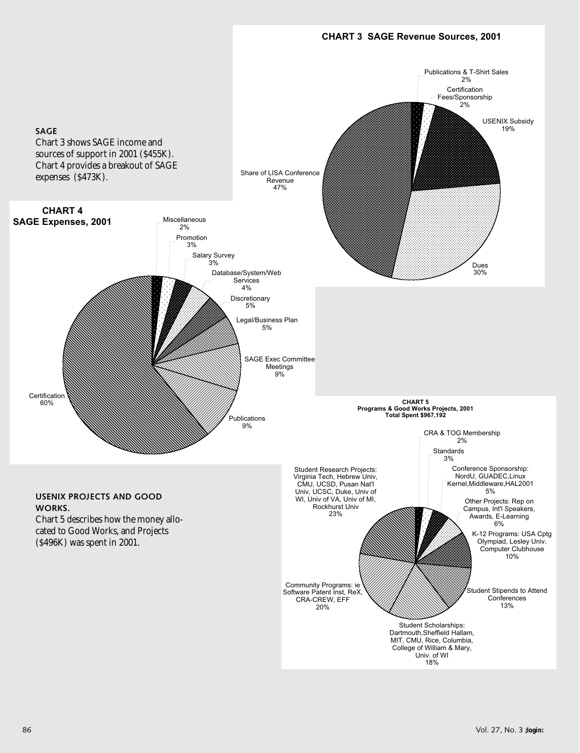## SAGE

Chart 3 shows SAGE income and sources of support in 2001 ($455K). Chart 4 provides a breakout of SAGE expenses ($473K).

**CHART 3 SAGE Revenue Sources, 2001**

| Source | Percent |
|---|---|
| Publications & T-Shirt Sales | 2% |
| Certification Fees/Sponsorship | 2% |
| USENIX Subsidy | 19% |
| Dues | 30% |
| Share of LISA Conference Revenue | 47% |

**CHART 4 SAGE Expenses, 2001**

| Expense | Percent |
|---|---|
| Miscellaneous | 2% |
| Promotion | 3% |
| Salary Survey | 3% |
| Database/System/Web Services | 4% |
| Discretionary | 5% |
| Legal/Business Plan | 5% |
| SAGE Exec Committee Meetings | 9% |
| Publications | 9% |
| Certification | 60% |

## USENIX PROJECTS AND GOOD WORKS.

Chart 5 describes how the money allocated to Good Works, and Projects ($496K) was spent in 2001.

**CHART 5**
**Programs & Good Works Projects, 2001**
**Total Spent $967,192**

| Program | Percent |
|---|---|
| CRA & TOG Membership | 2% |
| Standards | 3% |
| Conference Sponsorship: NordU, GUADEC,Linux Kernel,Middleware,HAL2001 | 5% |
| Other Projects: Rep on Campus, Int'l Speakers, Awards, E-Learning | 6% |
| K-12 Programs: USA Cptg Olympiad, Lesley Univ. Computer Clubhouse | 10% |
| Student Stipends to Attend Conferences | 13% |
| Student Scholarships: Dartmouth,Sheffield Hallam, MIT, CMU, Rice, Columbia, College of William & Mary, Univ. of WI | 18% |
| Community Programs: ie Software Patent Inst, ReX, CRA-CREW, EFF | 20% |
| Student Research Projects: Virginia Tech, Hebrew Univ, CMU, UCSD, Pusan Nat'l Univ, UCSC, Duke, Univ of WI, Univ of VA, Univ of MI, Rockhurst Univ | 23% |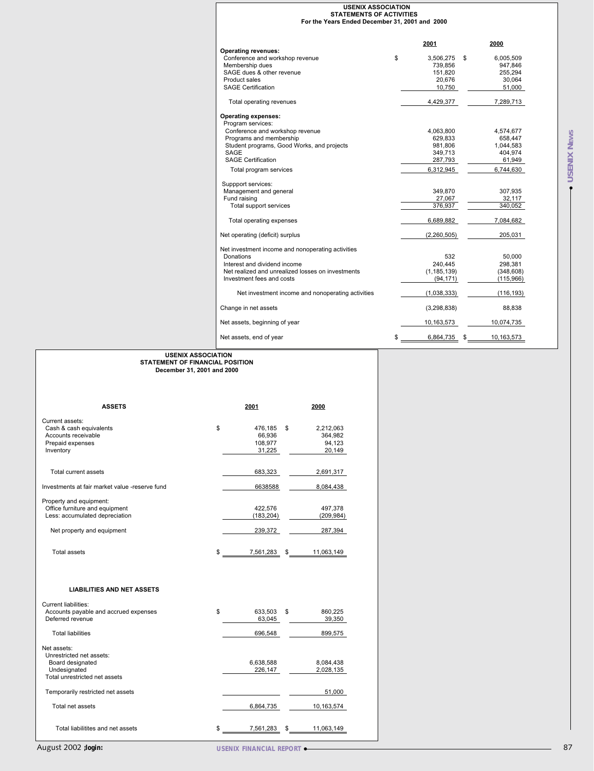## USENIX ASSOCIATION
## STATEMENTS OF ACTIVITIES
### For the Years Ended December 31, 2001 and 2000

| | 2001 | 2000 |
|---|---|---|
| **Operating revenues:** | | |
| Conference and workshop revenue | $ 3,506,275 | $ 6,005,509 |
| Membership dues | 739,856 | 947,846 |
| SAGE dues & other revenue | 151,820 | 255,294 |
| Product sales | 20,676 | 30,064 |
| SAGE Certification | 10,750 | 51,000 |
| Total operating revenues | 4,429,377 | 7,289,713 |
| **Operating expenses:** | | |
| Program services: | | |
| Conference and workshop revenue | 4,063,800 | 4,574,677 |
| Programs and membership | 629,833 | 658,447 |
| Student programs, Good Works, and projects | 981,806 | 1,044,583 |
| SAGE | 349,713 | 404,974 |
| SAGE Certification | 287,793 | 61,949 |
| Total program services | 6,312,945 | 6,744,630 |
| Suppport services: | | |
| Management and general | 349,870 | 307,935 |
| Fund raising | 27,067 | 32,117 |
| Total support services | 376,937 | 340,052 |
| Total operating expenses | 6,689,882 | 7,084,682 |
| Net operating (deficit) surplus | (2,260,505) | 205,031 |
| Net investment income and nonoperating activities | | |
| Donations | 532 | 50,000 |
| Interest and dividend income | 240,445 | 298,381 |
| Net realized and unrealized losses on investments | (1,185,139) | (348,608) |
| Investment fees and costs | (94,171) | (115,966) |
| Net investment income and nonoperating activities | (1,038,333) | (116,193) |
| Change in net assets | (3,298,838) | 88,838 |
| Net assets, beginning of year | 10,163,573 | 10,074,735 |
| Net assets, end of year | $ 6,864,735 | $ 10,163,573 |

## USENIX ASSOCIATION
## STATEMENT OF FINANCIAL POSITION
### December 31, 2001 and 2000

| **ASSETS** | 2001 | 2000 |
|---|---|---|
| Current assets: | | |
| Cash & cash equivalents | $ 476,185 | $ 2,212,063 |
| Accounts receivable | 66,936 | 364,982 |
| Prepaid expenses | 108,977 | 94,123 |
| Inventory | 31,225 | 20,149 |
| Total current assets | 683,323 | 2,691,317 |
| Investments at fair market value -reserve fund | 6638588 | 8,084,438 |
| Property and equipment: | | |
| Office furniture and equipment | 422,576 | 497,378 |
| Less: accumulated depreciation | (183,204) | (209,984) |
| Net property and equipment | 239,372 | 287,394 |
| Total assets | $ 7,561,283 | $ 11,063,149 |

| **LIABILITIES AND NET ASSETS** | 2001 | 2000 |
|---|---|---|
| Current liabilities: | | |
| Accounts payable and accrued expenses | $ 633,503 | $ 860,225 |
| Deferred revenue | 63,045 | 39,350 |
| Total liabilities | 696,548 | 899,575 |
| Net assets: | | |
| Unrestricted net assets: | | |
| Board designated | 6,638,588 | 8,084,438 |
| Undesignated | 226,147 | 2,028,135 |
| Total unrestricted net assets | | |
| Temporarily restricted net assets | | 51,000 |
| Total net assets | 6,864,735 | 10,163,574 |
| Total liabilitites and net assets | $ 7,561,283 | $ 11,063,149 |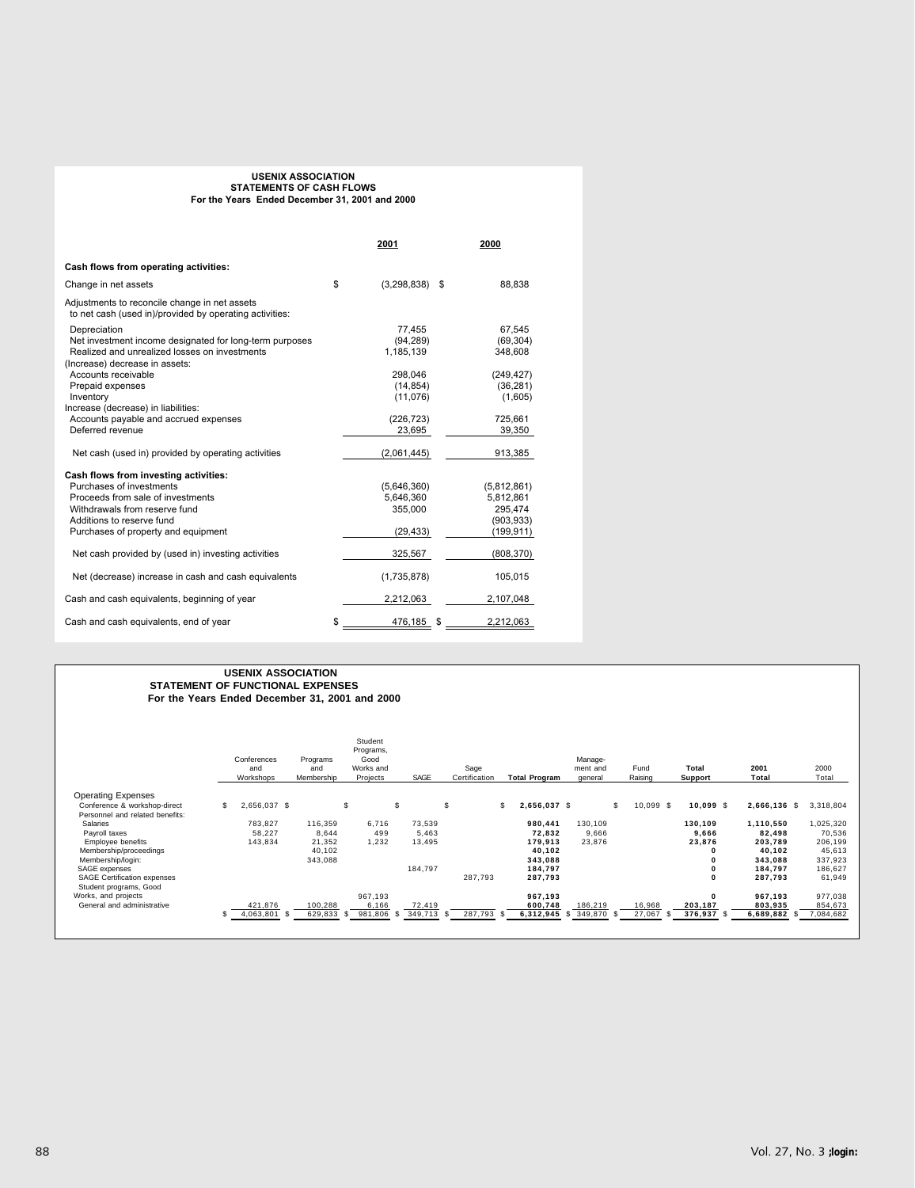## USENIX ASSOCIATION
## STATEMENTS OF CASH FLOWS
### For the Years Ended December 31, 2001 and 2000

| | 2001 | 2000 |
|---|---|---|
| **Cash flows from operating activities:** | | |
| Change in net assets | $ (3,298,838) | $ 88,838 |
| Adjustments to reconcile change in net assets to net cash (used in)/provided by operating activities: | | |
| Depreciation | 77,455 | 67,545 |
| Net investment income designated for long-term purposes | (94,289) | (69,304) |
| Realized and unrealized losses on investments | 1,185,139 | 348,608 |
| (Increase) decrease in assets: | | |
| Accounts receivable | 298,046 | (249,427) |
| Prepaid expenses | (14,854) | (36,281) |
| Inventory | (11,076) | (1,605) |
| Increase (decrease) in liabilities: | | |
| Accounts payable and accrued expenses | (226,723) | 725,661 |
| Deferred revenue | 23,695 | 39,350 |
| Net cash (used in) provided by operating activities | (2,061,445) | 913,385 |
| **Cash flows from investing activities:** | | |
| Purchases of investments | (5,646,360) | (5,812,861) |
| Proceeds from sale of investments | 5,646,360 | 5,812,861 |
| Withdrawals from reserve fund | 355,000 | 295,474 |
| Additions to reserve fund | | (903,933) |
| Purchases of property and equipment | (29,433) | (199,911) |
| Net cash provided by (used in) investing activities | 325,567 | (808,370) |
| Net (decrease) increase in cash and cash equivalents | (1,735,878) | 105,015 |
| Cash and cash equivalents, beginning of year | 2,212,063 | 2,107,048 |
| Cash and cash equivalents, end of year | $ 476,185 | $ 2,212,063 |

## USENIX ASSOCIATION
## STATEMENT OF FUNCTIONAL EXPENSES
### For the Years Ended December 31, 2001 and 2000

| | Conferences and Workshops | Programs and Membership | Student Programs, Good Works and Projects | SAGE | Sage Certification | **Total Program** | Manage-ment and general | Fund Raising | **Total Support** | **2001 Total** | 2000 Total |
|---|---|---|---|---|---|---|---|---|---|---|---|
| Operating Expenses | | | | | | | | | | | |
| Conference & workshop-direct | $ 2,656,037 | $ | $ | $ | $ | $ **2,656,037** | $ | $ 10,099 | $ **10,099** | $ **2,666,136** | $ 3,318,804 |
| Personnel and related benefits: | | | | | | | | | | | |
| Salaries | 783,827 | 116,359 | 6,716 | 73,539 | | **980,441** | 130,109 | | **130,109** | **1,110,550** | 1,025,320 |
| Payroll taxes | 58,227 | 8,644 | 499 | 5,463 | | **72,832** | 9,666 | | **9,666** | **82,498** | 70,536 |
| Employee benefits | 143,834 | 21,352 | 1,232 | 13,495 | | **179,913** | 23,876 | | **23,876** | **203,789** | 206,199 |
| Membership/proceedings | | 40,102 | | | | **40,102** | | | **0** | **40,102** | 45,613 |
| Membership/login: | | 343,088 | | | | **343,088** | | | **0** | **343,088** | 337,923 |
| SAGE expenses | | | | 184,797 | | **184,797** | | | **0** | **184,797** | 186,627 |
| SAGE Certification expenses | | | | | 287,793 | **287,793** | | | **0** | **287,793** | 61,949 |
| Student programs, Good Works, and projects | | | 967,193 | | | **967,193** | | | **0** | **967,193** | 977,038 |
| General and administrative | 421,876 | 100,288 | 6,166 | 72,419 | | **600,748** | 186,219 | 16,968 | **203,187** | **803,935** | 854,673 |
| | $ 4,063,801 | $ 629,833 | $ 981,806 | $ 349,713 | $ 287,793 | $ **6,312,945** | $ 349,870 | $ 27,067 | $ **376,937** | $ **6,689,882** | $ 7,084,682 |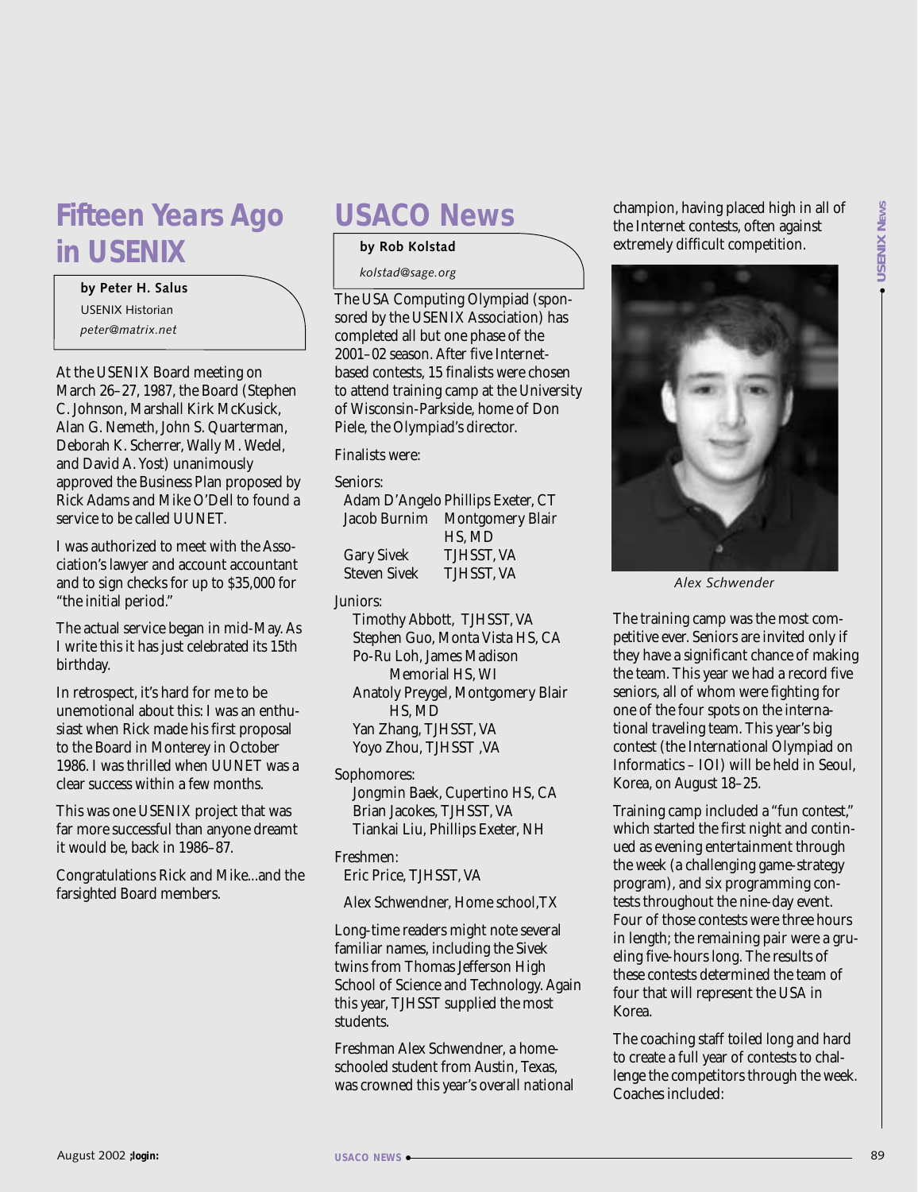# Fifteen Years Ago in USENIX

**by Peter H. Salus**

USENIX Historian

*peter@matrix.net*

At the USENIX Board meeting on March 26–27, 1987, the Board (Stephen C. Johnson, Marshall Kirk McKusick, Alan G. Nemeth, John S. Quarterman, Deborah K. Scherrer, Wally M. Wedel, and David A. Yost) unanimously approved the Business Plan proposed by Rick Adams and Mike O'Dell to found a service to be called UUNET.

I was authorized to meet with the Association's lawyer and account accountant and to sign checks for up to $35,000 for "the initial period."

The actual service began in mid-May. As I write this it has just celebrated its 15th birthday.

In retrospect, it's hard for me to be unemotional about this: I was an enthusiast when Rick made his first proposal to the Board in Monterey in October 1986. I was thrilled when UUNET was a clear success within a few months.

This was one USENIX project that was far more successful than anyone dreamt it would be, back in 1986–87.

Congratulations Rick and Mike...and the farsighted Board members.

# USACO News

**by Rob Kolstad**

*kolstad@sage.org*

The USA Computing Olympiad (sponsored by the USENIX Association) has completed all but one phase of the 2001–02 season. After five Internet-based contests, 15 finalists were chosen to attend training camp at the University of Wisconsin-Parkside, home of Don Piele, the Olympiad's director.

Finalists were:

Seniors:

| | |
|---|---|
| Adam D'Angelo | Phillips Exeter, CT |
| Jacob Burnim | Montgomery Blair HS, MD |
| Gary Sivek | TJHSST, VA |
| Steven Sivek | TJHSST, VA |

Juniors:

- Timothy Abbott, TJHSST, VA
- Stephen Guo, Monta Vista HS, CA
- Po-Ru Loh, James Madison Memorial HS, WI
- Anatoly Preygel, Montgomery Blair HS, MD
- Yan Zhang, TJHSST, VA
- Yoyo Zhou, TJHSST ,VA

Sophomores:

- Jongmin Baek, Cupertino HS, CA
- Brian Jacokes, TJHSST, VA
- Tiankai Liu, Phillips Exeter, NH

Freshmen:

- Eric Price, TJHSST, VA
- Alex Schwendner, Home school,TX

Long-time readers might note several familiar names, including the Sivek twins from Thomas Jefferson High School of Science and Technology. Again this year, TJHSST supplied the most students.

Freshman Alex Schwendner, a home-schooled student from Austin, Texas, was crowned this year's overall national champion, having placed high in all of the Internet contests, often against extremely difficult competition.

*Alex Schwender*

The training camp was the most competitive ever. Seniors are invited only if they have a significant chance of making the team. This year we had a record five seniors, all of whom were fighting for one of the four spots on the international traveling team. This year's big contest (the International Olympiad on Informatics – IOI) will be held in Seoul, Korea, on August 18–25.

Training camp included a "fun contest," which started the first night and continued as evening entertainment through the week (a challenging game-strategy program), and six programming contests throughout the nine-day event. Four of those contests were three hours in length; the remaining pair were a grueling five-hours long. The results of these contests determined the team of four that will represent the USA in Korea.

The coaching staff toiled long and hard to create a full year of contests to challenge the competitors through the week. Coaches included: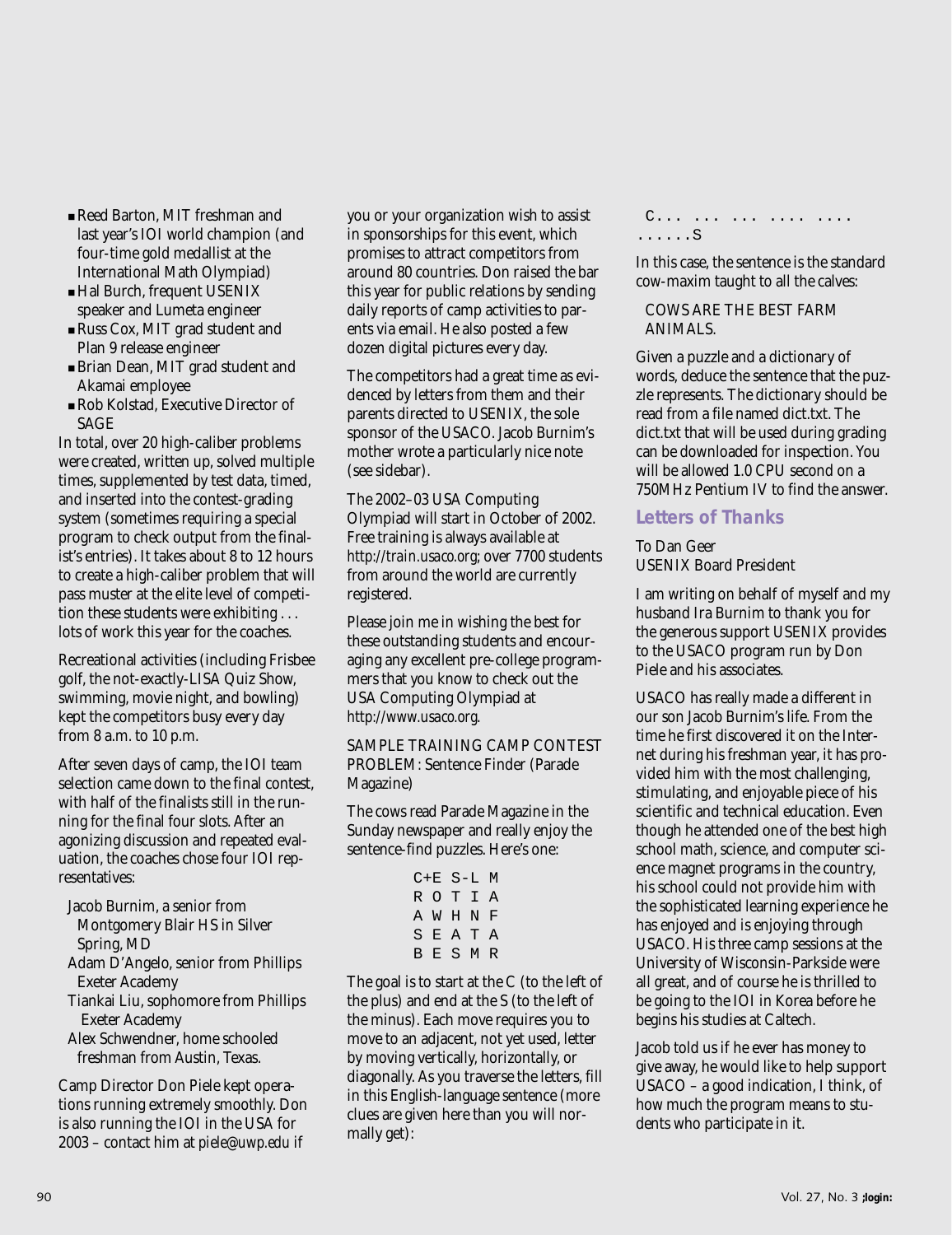- Reed Barton, MIT freshman and last year's IOI world champion (and four-time gold medallist at the International Math Olympiad)
- Hal Burch, frequent USENIX speaker and Lumeta engineer
- Russ Cox, MIT grad student and Plan 9 release engineer
- Brian Dean, MIT grad student and Akamai employee
- Rob Kolstad, Executive Director of SAGE

In total, over 20 high-caliber problems were created, written up, solved multiple times, supplemented by test data, timed, and inserted into the contest-grading system (sometimes requiring a special program to check output from the finalist's entries). It takes about 8 to 12 hours to create a high-caliber problem that will pass muster at the elite level of competition these students were exhibiting . . . lots of work this year for the coaches.

Recreational activities (including Frisbee golf, the not-exactly-LISA Quiz Show, swimming, movie night, and bowling) kept the competitors busy every day from 8 a.m. to 10 p.m.

After seven days of camp, the IOI team selection came down to the final contest, with half of the finalists still in the running for the final four slots. After an agonizing discussion and repeated evaluation, the coaches chose four IOI representatives:

- Jacob Burnim, a senior from Montgomery Blair HS in Silver Spring, MD
- Adam D'Angelo, senior from Phillips Exeter Academy
- Tiankai Liu, sophomore from Phillips Exeter Academy
- Alex Schwendner, home schooled freshman from Austin, Texas.

Camp Director Don Piele kept operations running extremely smoothly. Don is also running the IOI in the USA for 2003 – contact him at piele@uwp.edu if you or your organization wish to assist in sponsorships for this event, which promises to attract competitors from around 80 countries. Don raised the bar this year for public relations by sending daily reports of camp activities to parents via email. He also posted a few dozen digital pictures every day.

The competitors had a great time as evidenced by letters from them and their parents directed to USENIX, the sole sponsor of the USACO. Jacob Burnim's mother wrote a particularly nice note (see sidebar).

The 2002–03 USA Computing Olympiad will start in October of 2002. Free training is always available at http://train.usaco.org; over 7700 students from around the world are currently registered.

Please join me in wishing the best for these outstanding students and encouraging any excellent pre-college programmers that you know to check out the USA Computing Olympiad at http://www.usaco.org.

SAMPLE TRAINING CAMP CONTEST PROBLEM: Sentence Finder (Parade Magazine)

The cows read Parade Magazine in the Sunday newspaper and really enjoy the sentence-find puzzles. Here's one:

```
C+E S-L M
R O T I A
A W H N F
S E A T A
B E S M R
```

The goal is to start at the C (to the left of the plus) and end at the S (to the left of the minus). Each move requires you to move to an adjacent, not yet used, letter by moving vertically, horizontally, or diagonally. As you traverse the letters, fill in this English-language sentence (more clues are given here than you will normally get):

```
C... ... ... .... ....
......S
```

In this case, the sentence is the standard cow-maxim taught to all the calves:

COWS ARE THE BEST FARM ANIMALS.

Given a puzzle and a dictionary of words, deduce the sentence that the puzzle represents. The dictionary should be read from a file named dict.txt. The dict.txt that will be used during grading can be downloaded for inspection. You will be allowed 1.0 CPU second on a 750MHz Pentium IV to find the answer.

## Letters of Thanks

To Dan Geer
USENIX Board President

I am writing on behalf of myself and my husband Ira Burnim to thank you for the generous support USENIX provides to the USACO program run by Don Piele and his associates.

USACO has really made a different in our son Jacob Burnim's life. From the time he first discovered it on the Internet during his freshman year, it has provided him with the most challenging, stimulating, and enjoyable piece of his scientific and technical education. Even though he attended one of the best high school math, science, and computer science magnet programs in the country, his school could not provide him with the sophisticated learning experience he has enjoyed and is enjoying through USACO. His three camp sessions at the University of Wisconsin-Parkside were all great, and of course he is thrilled to be going to the IOI in Korea before he begins his studies at Caltech.

Jacob told us if he ever has money to give away, he would like to help support USACO – a good indication, I think, of how much the program means to students who participate in it.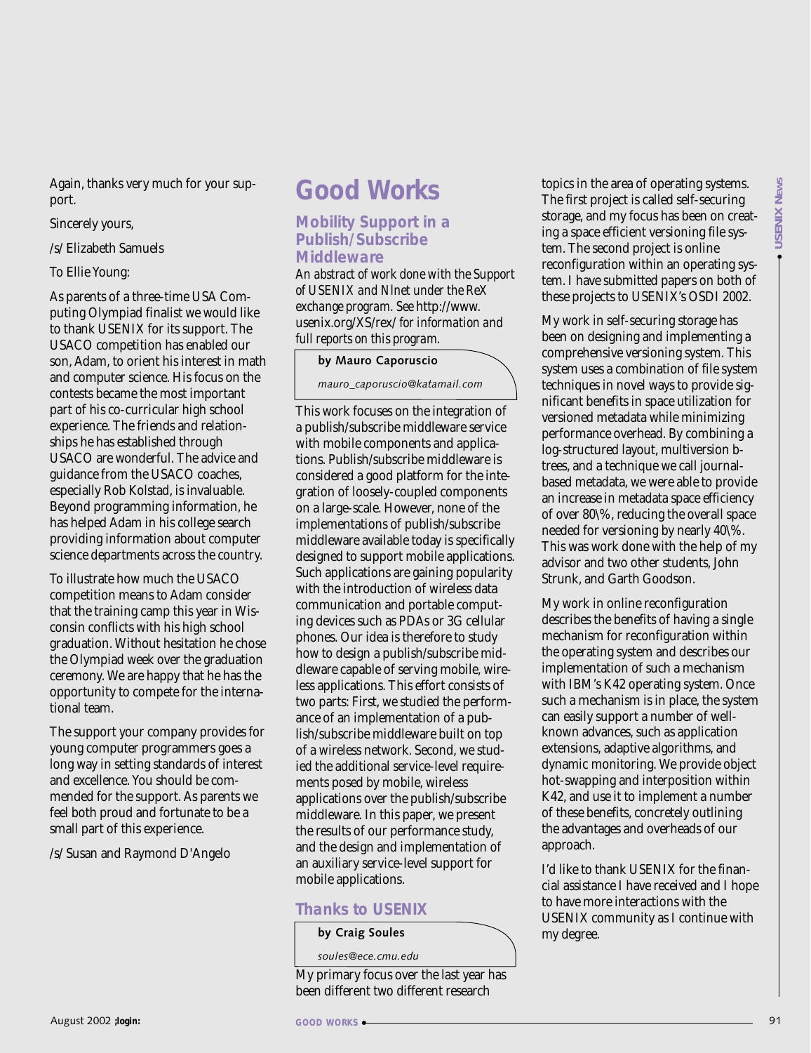Again, thanks very much for your support.

Sincerely yours,

/s/ Elizabeth Samuels

To Ellie Young:

As parents of a three-time USA Computing Olympiad finalist we would like to thank USENIX for its support. The USACO competition has enabled our son, Adam, to orient his interest in math and computer science. His focus on the contests became the most important part of his co-curricular high school experience. The friends and relationships he has established through USACO are wonderful. The advice and guidance from the USACO coaches, especially Rob Kolstad, is invaluable. Beyond programming information, he has helped Adam in his college search providing information about computer science departments across the country.

To illustrate how much the USACO competition means to Adam consider that the training camp this year in Wisconsin conflicts with his high school graduation. Without hesitation he chose the Olympiad week over the graduation ceremony. We are happy that he has the opportunity to compete for the international team.

The support your company provides for young computer programmers goes a long way in setting standards of interest and excellence. You should be commended for the support. As parents we feel both proud and fortunate to be a small part of this experience.

/s/ Susan and Raymond D'Angelo

# Good Works

## Mobility Support in a Publish/Subscribe Middleware

*An abstract of work done with the Support of USENIX and NInet under the ReX exchange program. See* http://www.usenix.org/XS/rex/ *for information and full reports on this program.*

**by Mauro Caporuscio**

*mauro_caporuscio@katamail.com*

This work focuses on the integration of a publish/subscribe middleware service with mobile components and applications. Publish/subscribe middleware is considered a good platform for the integration of loosely-coupled components on a large-scale. However, none of the implementations of publish/subscribe middleware available today is specifically designed to support mobile applications. Such applications are gaining popularity with the introduction of wireless data communication and portable computing devices such as PDAs or 3G cellular phones. Our idea is therefore to study how to design a publish/subscribe middleware capable of serving mobile, wireless applications. This effort consists of two parts: First, we studied the performance of an implementation of a publish/subscribe middleware built on top of a wireless network. Second, we studied the additional service-level requirements posed by mobile, wireless applications over the publish/subscribe middleware. In this paper, we present the results of our performance study, and the design and implementation of an auxiliary service-level support for mobile applications.

## Thanks to USENIX

**by Craig Soules**

*soules@ece.cmu.edu*

My primary focus over the last year has been different two different research topics in the area of operating systems. The first project is called self-securing storage, and my focus has been on creating a space efficient versioning file system. The second project is online reconfiguration within an operating system. I have submitted papers on both of these projects to USENIX's OSDI 2002.

My work in self-securing storage has been on designing and implementing a comprehensive versioning system. This system uses a combination of file system techniques in novel ways to provide significant benefits in space utilization for versioned metadata while minimizing performance overhead. By combining a log-structured layout, multiversion b-trees, and a technique we call journal-based metadata, we were able to provide an increase in metadata space efficiency of over 80\%, reducing the overall space needed for versioning by nearly 40\%. This was work done with the help of my advisor and two other students, John Strunk, and Garth Goodson.

My work in online reconfiguration describes the benefits of having a single mechanism for reconfiguration within the operating system and describes our implementation of such a mechanism with IBM's K42 operating system. Once such a mechanism is in place, the system can easily support a number of well-known advances, such as application extensions, adaptive algorithms, and dynamic monitoring. We provide object hot-swapping and interposition within K42, and use it to implement a number of these benefits, concretely outlining the advantages and overheads of our approach.

I'd like to thank USENIX for the financial assistance I have received and I hope to have more interactions with the USENIX community as I continue with my degree.